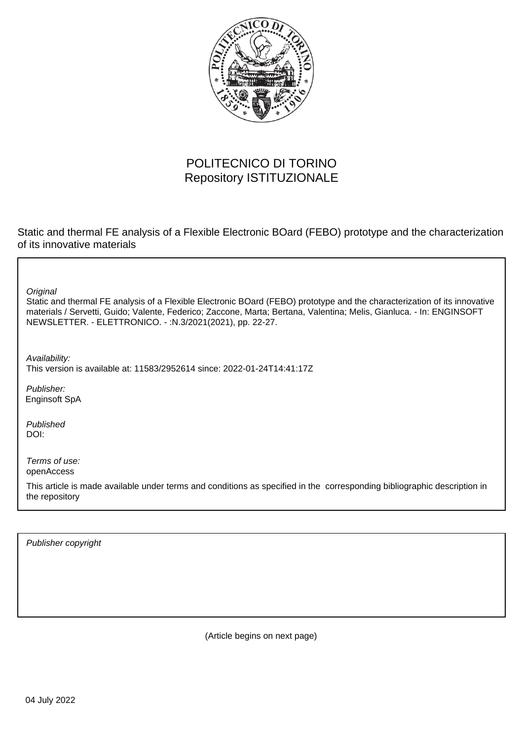POLITECNICO DI TORINO
Repository ISTITUZIONALE

Static and thermal FE analysis of a Flexible Electronic BOard (FEBO) prototype and the characterization of its innovative materials

*Original*
Static and thermal FE analysis of a Flexible Electronic BOard (FEBO) prototype and the characterization of its innovative materials / Servetti, Guido; Valente, Federico; Zaccone, Marta; Bertana, Valentina; Melis, Gianluca. - In: ENGINSOFT NEWSLETTER. - ELETTRONICO. - :N.3/2021(2021), pp. 22-27.

*Availability:*
This version is available at: 11583/2952614 since: 2022-01-24T14:41:17Z

*Publisher:*
Enginsoft SpA

*Published*
DOI:

*Terms of use:*
openAccess

This article is made available under terms and conditions as specified in the corresponding bibliographic description in the repository

*Publisher copyright*

(Article begins on next page)

04 July 2022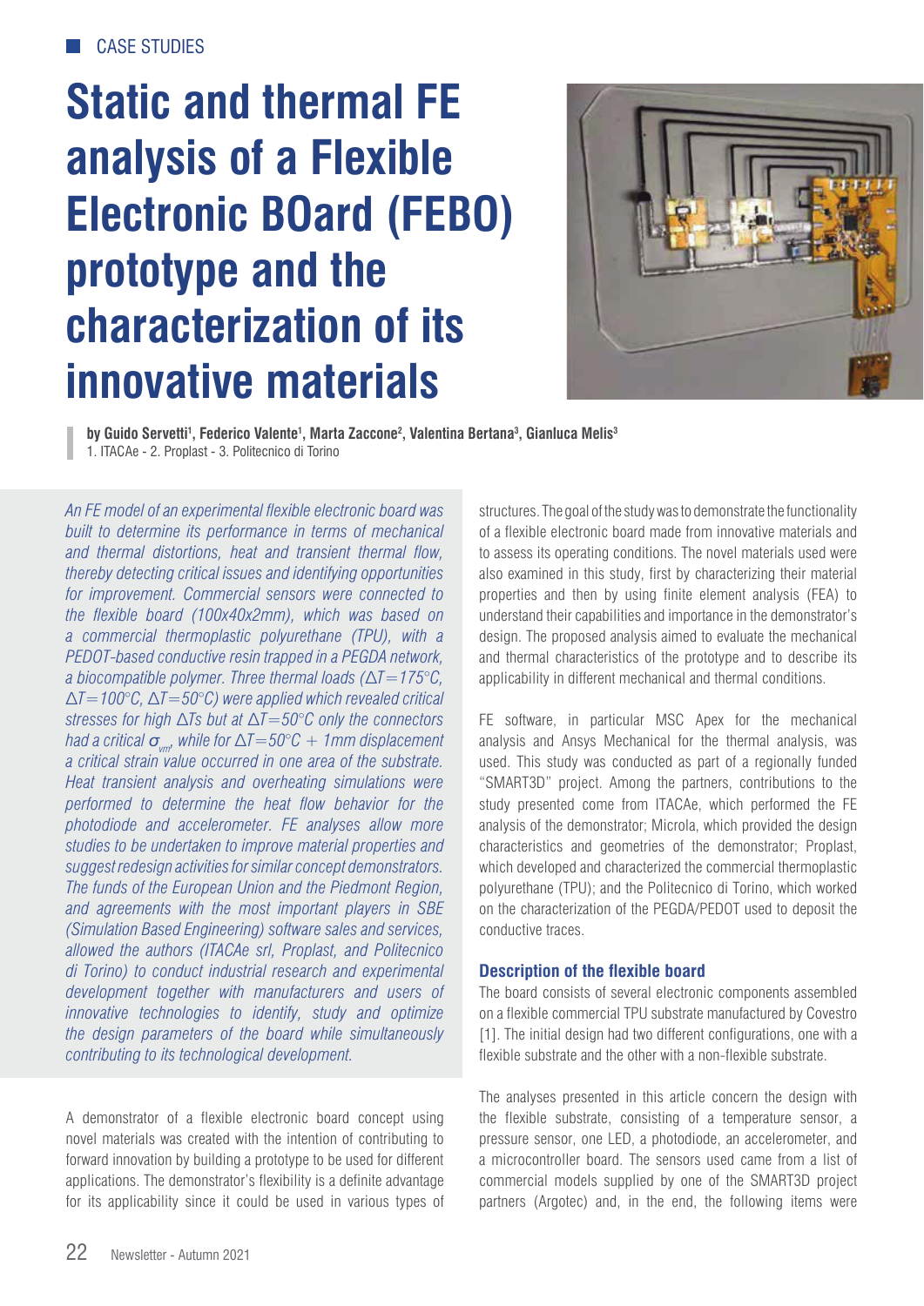# Static and thermal FE analysis of a Flexible Electronic BOard (FEBO) prototype and the characterization of its innovative materials

**by Guido Servetti[1], Federico Valente[1], Marta Zaccone[2], Valentina Bertana[3], Gianluca Melis[3]**
1. ITACAe - 2. Proplast - 3. Politecnico di Torino

*An FE model of an experimental flexible electronic board was built to determine its performance in terms of mechanical and thermal distortions, heat and transient thermal flow, thereby detecting critical issues and identifying opportunities for improvement. Commercial sensors were connected to the flexible board (100x40x2mm), which was based on a commercial thermoplastic polyurethane (TPU), with a PEDOT-based conductive resin trapped in a PEGDA network, a biocompatible polymer. Three thermal loads ($\Delta T=175°C$, $\Delta T=100°C$, $\Delta T=50°C$) were applied which revealed critical stresses for high $\Delta T$s but at $\Delta T=50°C$ only the connectors had a critical $\sigma_{vm}$, while for $\Delta T=50°C + 1mm$ displacement a critical strain value occurred in one area of the substrate. Heat transient analysis and overheating simulations were performed to determine the heat flow behavior for the photodiode and accelerometer. FE analyses allow more studies to be undertaken to improve material properties and suggest redesign activities for similar concept demonstrators. The funds of the European Union and the Piedmont Region, and agreements with the most important players in SBE (Simulation Based Engineering) software sales and services, allowed the authors (ITACAe srl, Proplast, and Politecnico di Torino) to conduct industrial research and experimental development together with manufacturers and users of innovative technologies to identify, study and optimize the design parameters of the board while simultaneously contributing to its technological development.*

A demonstrator of a flexible electronic board concept using novel materials was created with the intention of contributing to forward innovation by building a prototype to be used for different applications. The demonstrator's flexibility is a definite advantage for its applicability since it could be used in various types of structures. The goal of the study was to demonstrate the functionality of a flexible electronic board made from innovative materials and to assess its operating conditions. The novel materials used were also examined in this study, first by characterizing their material properties and then by using finite element analysis (FEA) to understand their capabilities and importance in the demonstrator's design. The proposed analysis aimed to evaluate the mechanical and thermal characteristics of the prototype and to describe its applicability in different mechanical and thermal conditions.

FE software, in particular MSC Apex for the mechanical analysis and Ansys Mechanical for the thermal analysis, was used. This study was conducted as part of a regionally funded "SMART3D" project. Among the partners, contributions to the study presented come from ITACAe, which performed the FE analysis of the demonstrator; Microla, which provided the design characteristics and geometries of the demonstrator; Proplast, which developed and characterized the commercial thermoplastic polyurethane (TPU); and the Politecnico di Torino, which worked on the characterization of the PEGDA/PEDOT used to deposit the conductive traces.

### Description of the flexible board

The board consists of several electronic components assembled on a flexible commercial TPU substrate manufactured by Covestro [1]. The initial design had two different configurations, one with a flexible substrate and the other with a non-flexible substrate.

The analyses presented in this article concern the design with the flexible substrate, consisting of a temperature sensor, a pressure sensor, one LED, a photodiode, an accelerometer, and a microcontroller board. The sensors used came from a list of commercial models supplied by one of the SMART3D project partners (Argotec) and, in the end, the following items were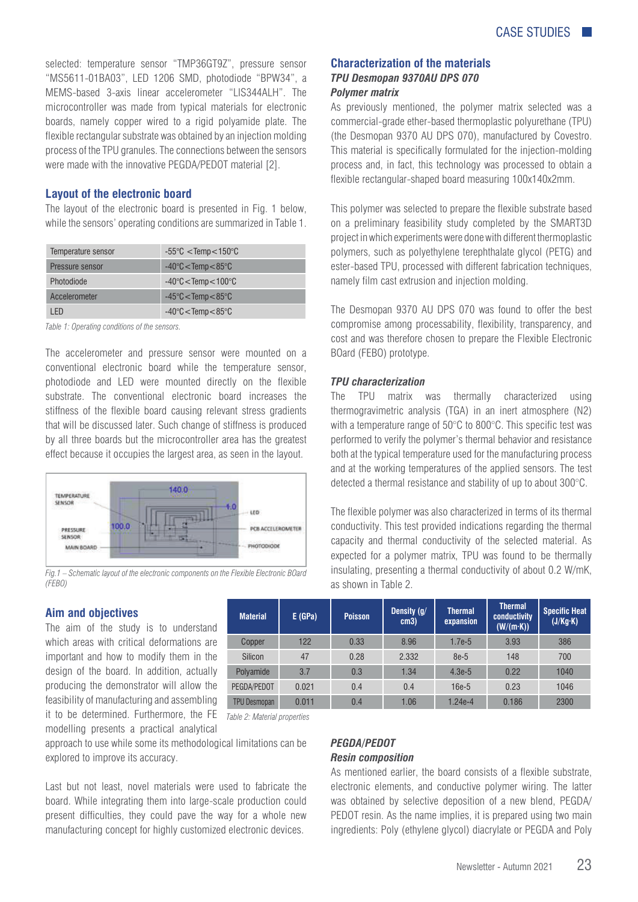selected: temperature sensor "TMP36GT9Z", pressure sensor "MS5611-01BA03", LED 1206 SMD, photodiode "BPW34", a MEMS-based 3-axis linear accelerometer "LIS344ALH". The microcontroller was made from typical materials for electronic boards, namely copper wired to a rigid polyamide plate. The flexible rectangular substrate was obtained by an injection molding process of the TPU granules. The connections between the sensors were made with the innovative PEGDA/PEDOT material [2].

## Layout of the electronic board

The layout of the electronic board is presented in Fig. 1 below, while the sensors' operating conditions are summarized in Table 1.

| | |
|---|---|
| Temperature sensor | -55°C < Temp < 150°C |
| Pressure sensor | -40°C < Temp < 85°C |
| Photodiode | -40°C < Temp < 100°C |
| Accelerometer | -45°C < Temp < 85°C |
| LED | -40°C < Temp < 85°C |

*Table 1: Operating conditions of the sensors.*

The accelerometer and pressure sensor were mounted on a conventional electronic board while the temperature sensor, photodiode and LED were mounted directly on the flexible substrate. The conventional electronic board increases the stiffness of the flexible board causing relevant stress gradients that will be discussed later. Such change of stiffness is produced by all three boards but the microcontroller area has the greatest effect because it occupies the largest area, as seen in the layout.

*Fig.1 – Schematic layout of the electronic components on the Flexible Electronic BOard (FEBO)*

## Aim and objectives

The aim of the study is to understand which areas with critical deformations are important and how to modify them in the design of the board. In addition, actually producing the demonstrator will allow the feasibility of manufacturing and assembling it to be determined. Furthermore, the FE modelling presents a practical analytical approach to use while some its methodological limitations can be explored to improve its accuracy.

Last but not least, novel materials were used to fabricate the board. While integrating them into large-scale production could present difficulties, they could pave the way for a whole new manufacturing concept for highly customized electronic devices.

## Characterization of the materials

### *TPU Desmopan 9370AU DPS 070*

### *Polymer matrix*

As previously mentioned, the polymer matrix selected was a commercial-grade ether-based thermoplastic polyurethane (TPU) (the Desmopan 9370 AU DPS 070), manufactured by Covestro. This material is specifically formulated for the injection-molding process and, in fact, this technology was processed to obtain a flexible rectangular-shaped board measuring 100x140x2mm.

This polymer was selected to prepare the flexible substrate based on a preliminary feasibility study completed by the SMART3D project in which experiments were done with different thermoplastic polymers, such as polyethylene terephthalate glycol (PETG) and ester-based TPU, processed with different fabrication techniques, namely film cast extrusion and injection molding.

The Desmopan 9370 AU DPS 070 was found to offer the best compromise among processability, flexibility, transparency, and cost and was therefore chosen to prepare the Flexible Electronic BOard (FEBO) prototype.

### *TPU characterization*

The TPU matrix was thermally characterized using thermogravimetric analysis (TGA) in an inert atmosphere ($N_2$) with a temperature range of 50°C to 800°C. This specific test was performed to verify the polymer's thermal behavior and resistance both at the typical temperature used for the manufacturing process and at the working temperatures of the applied sensors. The test detected a thermal resistance and stability of up to about 300°C.

The flexible polymer was also characterized in terms of its thermal conductivity. This test provided indications regarding the thermal capacity and thermal conductivity of the selected material. As expected for a polymer matrix, TPU was found to be thermally insulating, presenting a thermal conductivity of about 0.2 W/mK, as shown in Table 2.

| Material | E (GPa) | Poisson | Density (g/cm3) | Thermal expansion | Thermal conductivity (W/(m·K)) | Specific Heat (J/Kg·K) |
|---|---|---|---|---|---|---|
| Copper | 122 | 0.33 | 8.96 | 1.7e-5 | 3.93 | 386 |
| Silicon | 47 | 0.28 | 2.332 | 8e-5 | 148 | 700 |
| Polyamide | 3.7 | 0.3 | 1.34 | 4.3e-5 | 0.22 | 1040 |
| PEGDA/PEDOT | 0.021 | 0.4 | 0.4 | 16e-5 | 0.23 | 1046 |
| TPU Desmopan | 0.011 | 0.4 | 1.06 | 1.24e-4 | 0.186 | 2300 |

*Table 2: Material properties*

### *PEGDA/PEDOT*

### *Resin composition*

As mentioned earlier, the board consists of a flexible substrate, electronic elements, and conductive polymer wiring. The latter was obtained by selective deposition of a new blend, PEGDA/PEDOT resin. As the name implies, it is prepared using two main ingredients: Poly (ethylene glycol) diacrylate or PEGDA and Poly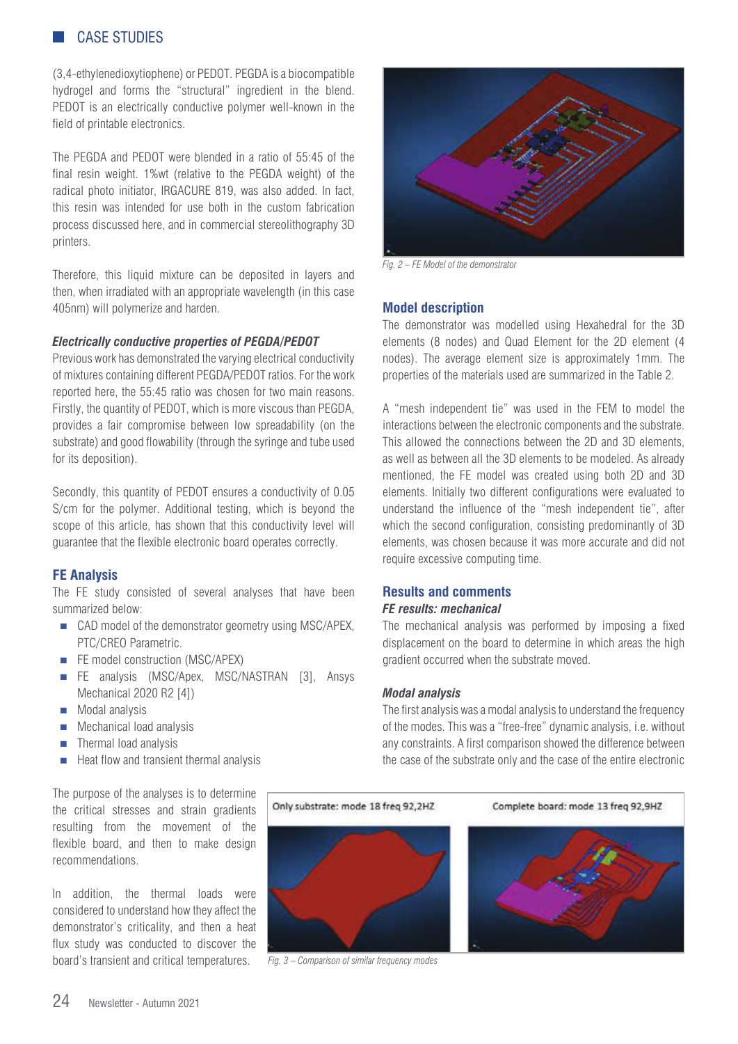(3,4-ethylenedioxythiophene) or PEDOT. PEGDA is a biocompatible hydrogel and forms the "structural" ingredient in the blend. PEDOT is an electrically conductive polymer well-known in the field of printable electronics.

The PEGDA and PEDOT were blended in a ratio of 55:45 of the final resin weight. 1%wt (relative to the PEGDA weight) of the radical photo initiator, IRGACURE 819, was also added. In fact, this resin was intended for use both in the custom fabrication process discussed here, and in commercial stereolithography 3D printers.

Therefore, this liquid mixture can be deposited in layers and then, when irradiated with an appropriate wavelength (in this case 405nm) will polymerize and harden.

### *Electrically conductive properties of PEGDA/PEDOT*

Previous work has demonstrated the varying electrical conductivity of mixtures containing different PEGDA/PEDOT ratios. For the work reported here, the 55:45 ratio was chosen for two main reasons. Firstly, the quantity of PEDOT, which is more viscous than PEGDA, provides a fair compromise between low spreadability (on the substrate) and good flowability (through the syringe and tube used for its deposition).

Secondly, this quantity of PEDOT ensures a conductivity of 0.05 S/cm for the polymer. Additional testing, which is beyond the scope of this article, has shown that this conductivity level will guarantee that the flexible electronic board operates correctly.

## FE Analysis

The FE study consisted of several analyses that have been summarized below:

- CAD model of the demonstrator geometry using MSC/APEX, PTC/CREO Parametric.
- FE model construction (MSC/APEX)
- FE analysis (MSC/Apex, MSC/NASTRAN [3], Ansys Mechanical 2020 R2 [4])
- Modal analysis
- Mechanical load analysis
- Thermal load analysis
- Heat flow and transient thermal analysis

The purpose of the analyses is to determine the critical stresses and strain gradients resulting from the movement of the flexible board, and then to make design recommendations.

In addition, the thermal loads were considered to understand how they affect the demonstrator's criticality, and then a heat flux study was conducted to discover the board's transient and critical temperatures.

*Fig. 2 – FE Model of the demonstrator*

## Model description

The demonstrator was modelled using Hexahedral for the 3D elements (8 nodes) and Quad Element for the 2D element (4 nodes). The average element size is approximately 1mm. The properties of the materials used are summarized in the Table 2.

A "mesh independent tie" was used in the FEM to model the interactions between the electronic components and the substrate. This allowed the connections between the 2D and 3D elements, as well as between all the 3D elements to be modeled. As already mentioned, the FE model was created using both 2D and 3D elements. Initially two different configurations were evaluated to understand the influence of the "mesh independent tie", after which the second configuration, consisting predominantly of 3D elements, was chosen because it was more accurate and did not require excessive computing time.

## Results and comments

### *FE results: mechanical*

The mechanical analysis was performed by imposing a fixed displacement on the board to determine in which areas the high gradient occurred when the substrate moved.

### *Modal analysis*

The first analysis was a modal analysis to understand the frequency of the modes. This was a "free-free" dynamic analysis, i.e. without any constraints. A first comparison showed the difference between the case of the substrate only and the case of the entire electronic

Only substrate: mode 18 freq 92,2HZ

Complete board: mode 13 freq 92,9HZ

*Fig. 3 – Comparison of similar frequency modes*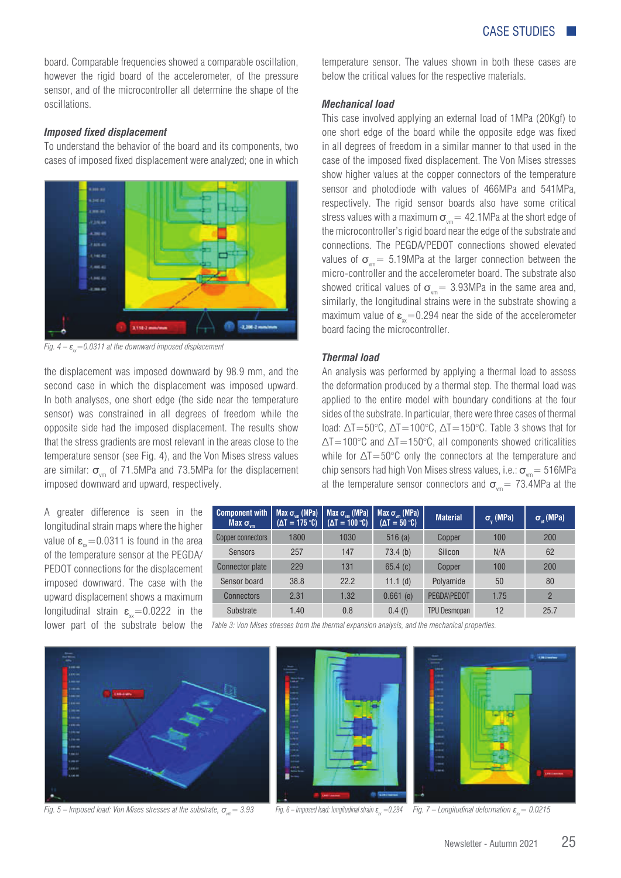board. Comparable frequencies showed a comparable oscillation, however the rigid board of the accelerometer, of the pressure sensor, and of the microcontroller all determine the shape of the oscillations.

### *Imposed fixed displacement*

To understand the behavior of the board and its components, two cases of imposed fixed displacement were analyzed; one in which

Fig. 4 – $\varepsilon_{xx}$=0.0311 at the downward imposed displacement

the displacement was imposed downward by 98.9 mm, and the second case in which the displacement was imposed upward. In both analyses, one short edge (the side near the temperature sensor) was constrained in all degrees of freedom while the opposite side had the imposed displacement. The results show that the stress gradients are most relevant in the areas close to the temperature sensor (see Fig. 4), and the Von Mises stress values are similar: $\sigma_{vm}$ of 71.5MPa and 73.5MPa for the displacement imposed downward and upward, respectively.

A greater difference is seen in the longitudinal strain maps where the higher value of $\varepsilon_{xx}$=0.0311 is found in the area of the temperature sensor at the PEGDA/PEDOT connections for the displacement imposed downward. The case with the upward displacement shows a maximum longitudinal strain $\varepsilon_{xx}$=0.0222 in the lower part of the substrate below the temperature sensor. The values shown in both these cases are below the critical values for the respective materials.

### *Mechanical load*

This case involved applying an external load of 1MPa (20Kgf) to one short edge of the board while the opposite edge was fixed in all degrees of freedom in a similar manner to that used in the case of the imposed fixed displacement. The Von Mises stresses show higher values at the copper connectors of the temperature sensor and photodiode with values of 466MPa and 541MPa, respectively. The rigid sensor boards also have some critical stress values with a maximum $\sigma_{vm}$ = 42.1MPa at the short edge of the microcontroller's rigid board near the edge of the substrate and connections. The PEGDA/PEDOT connections showed elevated values of $\sigma_{vm}$ = 5.19MPa at the larger connection between the micro-controller and the accelerometer board. The substrate also showed critical values of $\sigma_{vm}$ = 3.93MPa in the same area and, similarly, the longitudinal strains were in the substrate showing a maximum value of $\varepsilon_{xx}$=0.294 near the side of the accelerometer board facing the microcontroller.

### *Thermal load*

An analysis was performed by applying a thermal load to assess the deformation produced by a thermal step. The thermal load was applied to the entire model with boundary conditions at the four sides of the substrate. In particular, there were three cases of thermal load: $\Delta T$=50°C, $\Delta T$=100°C, $\Delta T$=150°C. Table 3 shows that for $\Delta T$=100°C and $\Delta T$=150°C, all components showed criticalities while for $\Delta T$=50°C only the connectors at the temperature and chip sensors had high Von Mises stress values, i.e.: $\sigma_{vm}$ = 516MPa at the temperature sensor connectors and $\sigma_{vm}$ = 73.4MPa at the

| Component with Max $\sigma_{vm}$ | Max $\sigma_{vm}$ (MPa) ($\Delta T$ = 175 °C) | Max $\sigma_{vm}$ (MPa) ($\Delta T$ = 100 °C) | Max $\sigma_{vm}$ (MPa) ($\Delta T$ = 50 °C) | Material | $\sigma_y$ (MPa) | $\sigma_{ut}$ (MPa) |
|---|---|---|---|---|---|---|
| Copper connectors | 1800 | 1030 | 516 (a) | Copper | 100 | 200 |
| Sensors | 257 | 147 | 73.4 (b) | Silicon | N/A | 62 |
| Connector plate | 229 | 131 | 65.4 (c) | Copper | 100 | 200 |
| Sensor board | 38.8 | 22.2 | 11.1 (d) | Polyamide | 50 | 80 |
| Connectors | 2.31 | 1.32 | 0.661 (e) | PEGDA\PEDOT | 1.75 | 2 |
| Substrate | 1.40 | 0.8 | 0.4 (f) | TPU Desmopan | 12 | 25.7 |

Table 3: Von Mises stresses from the thermal expansion analysis, and the mechanical properties.

Fig. 5 – Imposed load: Von Mises stresses at the substrate, $\sigma_{vm}$ = 3.93

Fig. 6 – Imposed load: longitudinal strain $\varepsilon_{xx}$ =0.294

Fig. 7 – Longitudinal deformation $\varepsilon_{xx}$ = 0.0215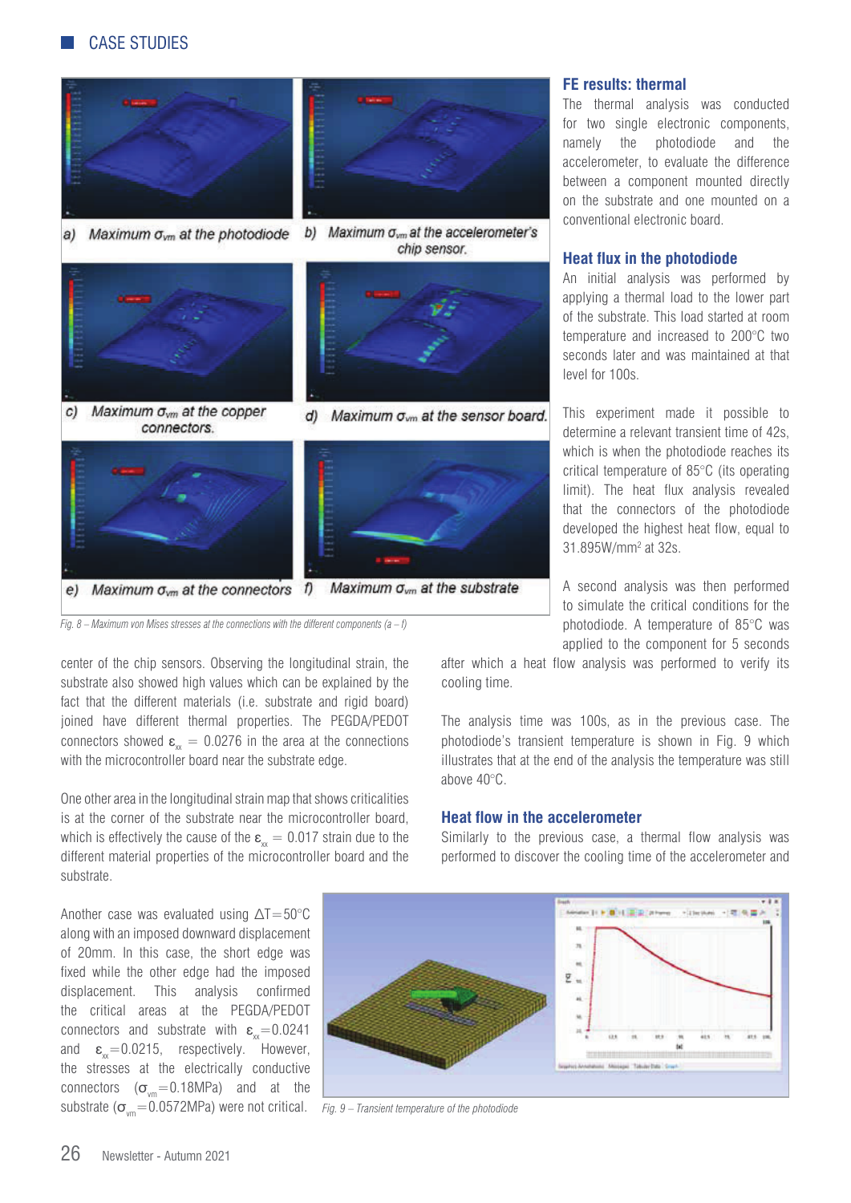a) Maximum $\sigma_{vm}$ at the photodiode

b) Maximum $\sigma_{vm}$ at the accelerometer's chip sensor.

c) Maximum $\sigma_{vm}$ at the copper connectors.

d) Maximum $\sigma_{vm}$ at the sensor board.

e) Maximum $\sigma_{vm}$ at the connectors

f) Maximum $\sigma_{vm}$ at the substrate

*Fig. 8 – Maximum von Mises stresses at the connections with the different components (a – f)*

center of the chip sensors. Observing the longitudinal strain, the substrate also showed high values which can be explained by the fact that the different materials (i.e. substrate and rigid board) joined have different thermal properties. The PEGDA/PEDOT connectors showed $\varepsilon_{xx} = 0.0276$ in the area at the connections with the microcontroller board near the substrate edge.

One other area in the longitudinal strain map that shows criticalities is at the corner of the substrate near the microcontroller board, which is effectively the cause of the $\varepsilon_{xx} = 0.017$ strain due to the different material properties of the microcontroller board and the substrate.

Another case was evaluated using $\Delta T = 50°C$ along with an imposed downward displacement of 20mm. In this case, the short edge was fixed while the other edge had the imposed displacement. This analysis confirmed the critical areas at the PEGDA/PEDOT connectors and substrate with $\varepsilon_{xx} = 0.0241$ and $\varepsilon_{xx} = 0.0215$, respectively. However, the stresses at the electrically conductive connectors ($\sigma_{vm} = 0.18$MPa) and at the substrate ($\sigma_{vm} = 0.0572$MPa) were not critical.

## FE results: thermal

The thermal analysis was conducted for two single electronic components, namely the photodiode and the accelerometer, to evaluate the difference between a component mounted directly on the substrate and one mounted on a conventional electronic board.

### Heat flux in the photodiode

An initial analysis was performed by applying a thermal load to the lower part of the substrate. This load started at room temperature and increased to 200°C two seconds later and was maintained at that level for 100s.

This experiment made it possible to determine a relevant transient time of 42s, which is when the photodiode reaches its critical temperature of 85°C (its operating limit). The heat flux analysis revealed that the connectors of the photodiode developed the highest heat flow, equal to 31.895W/mm$^2$ at 32s.

A second analysis was then performed to simulate the critical conditions for the photodiode. A temperature of 85°C was applied to the component for 5 seconds after which a heat flow analysis was performed to verify its cooling time.

The analysis time was 100s, as in the previous case. The photodiode's transient temperature is shown in Fig. 9 which illustrates that at the end of the analysis the temperature was still above 40°C.

### Heat flow in the accelerometer

Similarly to the previous case, a thermal flow analysis was performed to discover the cooling time of the accelerometer and

*Fig. 9 – Transient temperature of the photodiode*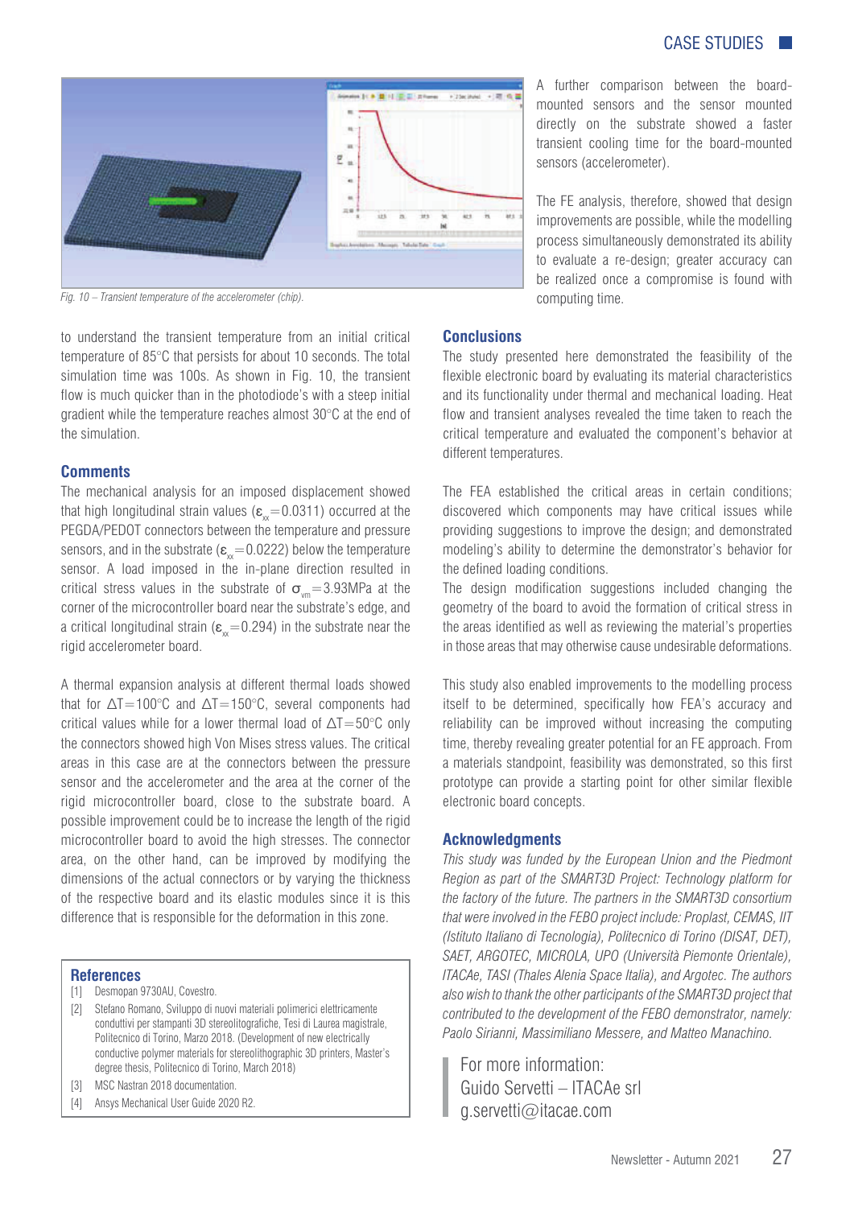Fig. 10 – Transient temperature of the accelerometer (chip).

to understand the transient temperature from an initial critical temperature of 85°C that persists for about 10 seconds. The total simulation time was 100s. As shown in Fig. 10, the transient flow is much quicker than in the photodiode's with a steep initial gradient while the temperature reaches almost 30°C at the end of the simulation.

## Comments

The mechanical analysis for an imposed displacement showed that high longitudinal strain values ($\varepsilon_{xx}$=0.0311) occurred at the PEGDA/PEDOT connectors between the temperature and pressure sensors, and in the substrate ($\varepsilon_{xx}$=0.0222) below the temperature sensor. A load imposed in the in-plane direction resulted in critical stress values in the substrate of $\sigma_{vm}$=3.93MPa at the corner of the microcontroller board near the substrate's edge, and a critical longitudinal strain ($\varepsilon_{xx}$=0.294) in the substrate near the rigid accelerometer board.

A thermal expansion analysis at different thermal loads showed that for $\Delta T$=100°C and $\Delta T$=150°C, several components had critical values while for a lower thermal load of $\Delta T$=50°C only the connectors showed high Von Mises stress values. The critical areas in this case are at the connectors between the pressure sensor and the accelerometer and the area at the corner of the rigid microcontroller board, close to the substrate board. A possible improvement could be to increase the length of the rigid microcontroller board to avoid the high stresses. The connector area, on the other hand, can be improved by modifying the dimensions of the actual connectors or by varying the thickness of the respective board and its elastic modules since it is this difference that is responsible for the deformation in this zone.

## References

[1] Desmopan 9730AU, Covestro.

[2] Stefano Romano, Sviluppo di nuovi materiali polimerici elettricamente conduttivi per stampanti 3D stereolitografiche, Tesi di Laurea magistrale, Politecnico di Torino, Marzo 2018. (Development of new electrically conductive polymer materials for stereolithographic 3D printers, Master's degree thesis, Politecnico di Torino, March 2018)

[3] MSC Nastran 2018 documentation.

[4] Ansys Mechanical User Guide 2020 R2.

A further comparison between the board-mounted sensors and the sensor mounted directly on the substrate showed a faster transient cooling time for the board-mounted sensors (accelerometer).

The FE analysis, therefore, showed that design improvements are possible, while the modelling process simultaneously demonstrated its ability to evaluate a re-design; greater accuracy can be realized once a compromise is found with computing time.

## Conclusions

The study presented here demonstrated the feasibility of the flexible electronic board by evaluating its material characteristics and its functionality under thermal and mechanical loading. Heat flow and transient analyses revealed the time taken to reach the critical temperature and evaluated the component's behavior at different temperatures.

The FEA established the critical areas in certain conditions; discovered which components may have critical issues while providing suggestions to improve the design; and demonstrated modeling's ability to determine the demonstrator's behavior for the defined loading conditions.
The design modification suggestions included changing the geometry of the board to avoid the formation of critical stress in the areas identified as well as reviewing the material's properties in those areas that may otherwise cause undesirable deformations.

This study also enabled improvements to the modelling process itself to be determined, specifically how FEA's accuracy and reliability can be improved without increasing the computing time, thereby revealing greater potential for an FE approach. From a materials standpoint, feasibility was demonstrated, so this first prototype can provide a starting point for other similar flexible electronic board concepts.

## Acknowledgments

*This study was funded by the European Union and the Piedmont Region as part of the SMART3D Project: Technology platform for the factory of the future. The partners in the SMART3D consortium that were involved in the FEBO project include: Proplast, CEMAS, IIT (Istituto Italiano di Tecnologia), Politecnico di Torino (DISAT, DET), SAET, ARGOTEC, MICROLA, UPO (Università Piemonte Orientale), ITACAe, TASI (Thales Alenia Space Italia), and Argotec. The authors also wish to thank the other participants of the SMART3D project that contributed to the development of the FEBO demonstrator, namely: Paolo Sirianni, Massimiliano Messere, and Matteo Manachino.*

For more information:
Guido Servetti – ITACAe srl
g.servetti@itacae.com